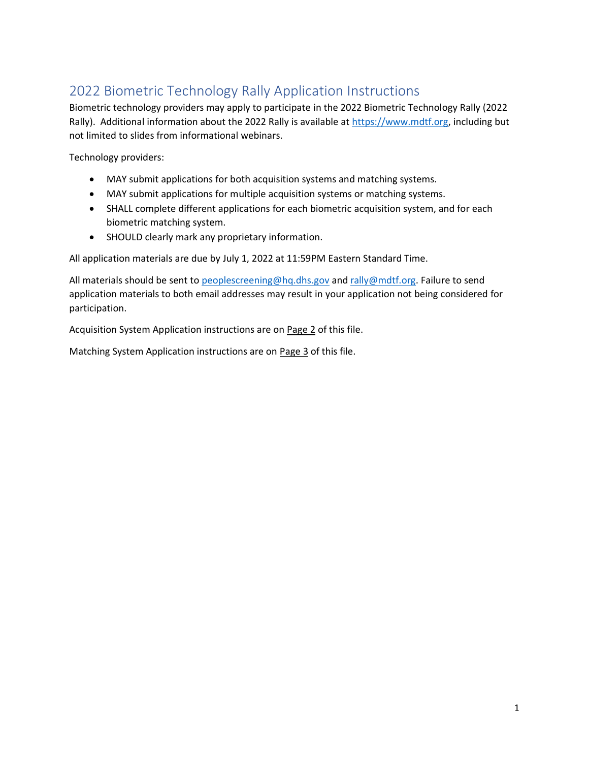# 2022 Biometric Technology Rally Application Instructions

Biometric technology providers may apply to participate in the 2022 Biometric Technology Rally (2022 Rally). Additional information about the 2022 Rally is available at https://www.mdtf.org, including but not limited to slides from informational webinars.

Technology providers:

- MAY submit applications for both acquisition systems and matching systems.
- MAY submit applications for multiple acquisition systems or matching systems.
- SHALL complete different applications for each biometric acquisition system, and for each biometric matching system.
- SHOULD clearly mark any proprietary information.

All application materials are due by July 1, 2022 at 11:59PM Eastern Standard Time.

All materials should be sent to peoplescreening@hq.dhs.gov and rally@mdtf.org. Failure to send application materials to both email addresses may result in your application not being considered for participation.

Acquisition System Application instructions are on Page 2 of this file.

Matching System Application instructions are on Page 3 of this file.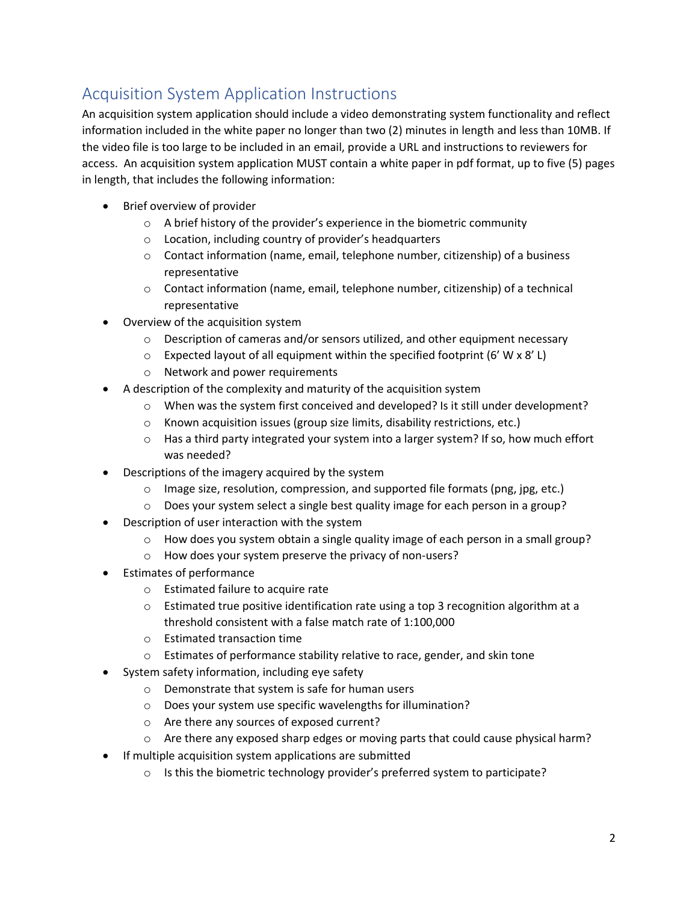## Acquisition System Application Instructions

An acquisition system application should include a video demonstrating system functionality and reflect information included in the white paper no longer than two (2) minutes in length and less than 10MB. If the video file is too large to be included in an email, provide a URL and instructions to reviewers for access. An acquisition system application MUST contain a white paper in pdf format, up to five (5) pages in length, that includes the following information:

- Brief overview of provider
  - A brief history of the provider's experience in the biometric community
  - Location, including country of provider's headquarters
  - Contact information (name, email, telephone number, citizenship) of a business representative
  - Contact information (name, email, telephone number, citizenship) of a technical representative
- Overview of the acquisition system
  - Description of cameras and/or sensors utilized, and other equipment necessary
  - Expected layout of all equipment within the specified footprint (6' W x 8' L)
  - Network and power requirements
- A description of the complexity and maturity of the acquisition system
  - When was the system first conceived and developed? Is it still under development?
  - Known acquisition issues (group size limits, disability restrictions, etc.)
  - Has a third party integrated your system into a larger system? If so, how much effort was needed?
- Descriptions of the imagery acquired by the system
  - Image size, resolution, compression, and supported file formats (png, jpg, etc.)
  - Does your system select a single best quality image for each person in a group?
- Description of user interaction with the system
  - How does you system obtain a single quality image of each person in a small group?
  - How does your system preserve the privacy of non-users?
- Estimates of performance
  - Estimated failure to acquire rate
  - Estimated true positive identification rate using a top 3 recognition algorithm at a threshold consistent with a false match rate of 1:100,000
  - Estimated transaction time
  - Estimates of performance stability relative to race, gender, and skin tone
- System safety information, including eye safety
  - Demonstrate that system is safe for human users
  - Does your system use specific wavelengths for illumination?
  - Are there any sources of exposed current?
  - Are there any exposed sharp edges or moving parts that could cause physical harm?
- If multiple acquisition system applications are submitted
  - Is this the biometric technology provider's preferred system to participate?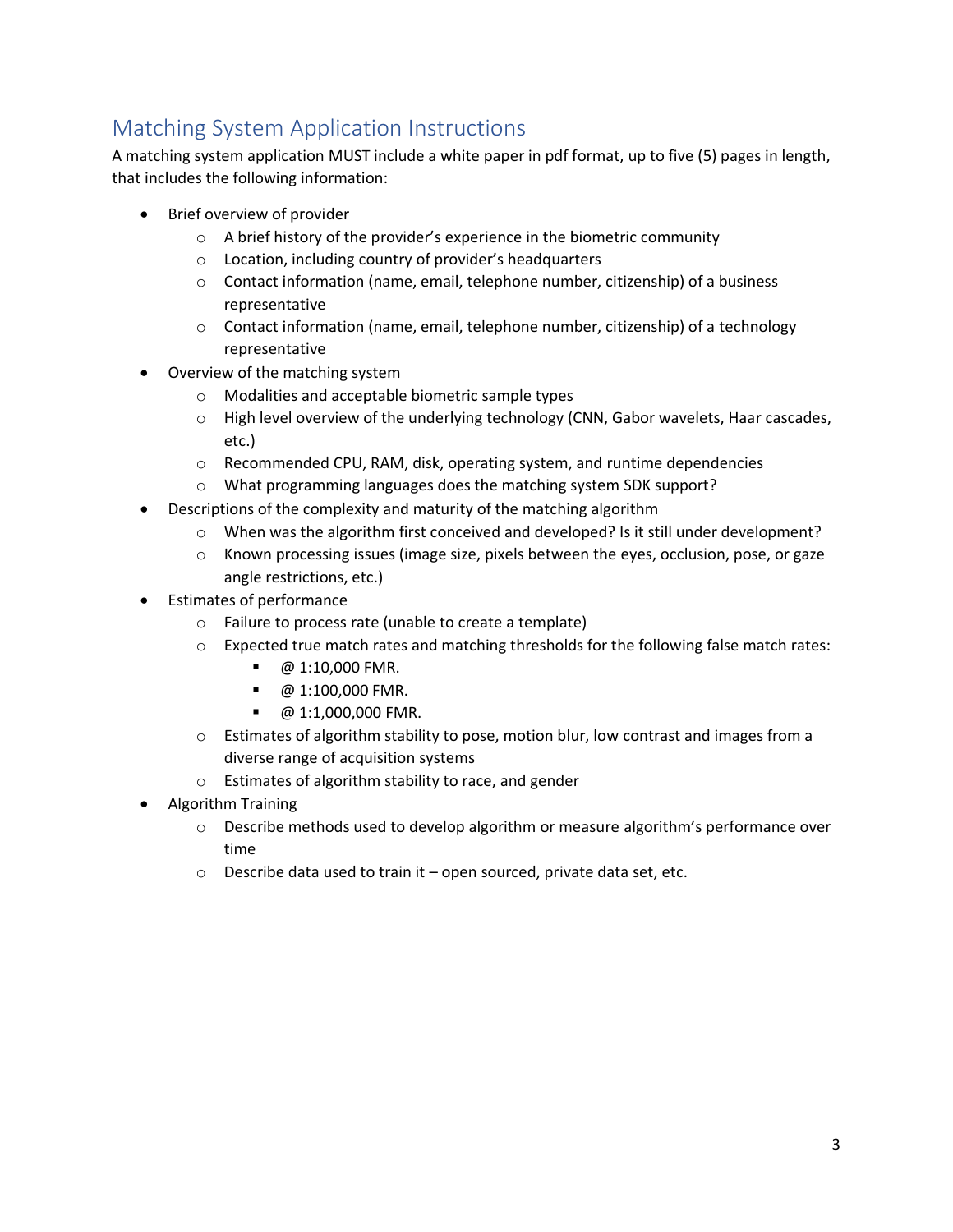## Matching System Application Instructions

A matching system application MUST include a white paper in pdf format, up to five (5) pages in length, that includes the following information:

- Brief overview of provider
  - A brief history of the provider's experience in the biometric community
  - Location, including country of provider's headquarters
  - Contact information (name, email, telephone number, citizenship) of a business representative
  - Contact information (name, email, telephone number, citizenship) of a technology representative
- Overview of the matching system
  - Modalities and acceptable biometric sample types
  - High level overview of the underlying technology (CNN, Gabor wavelets, Haar cascades, etc.)
  - Recommended CPU, RAM, disk, operating system, and runtime dependencies
  - What programming languages does the matching system SDK support?
- Descriptions of the complexity and maturity of the matching algorithm
  - When was the algorithm first conceived and developed? Is it still under development?
  - Known processing issues (image size, pixels between the eyes, occlusion, pose, or gaze angle restrictions, etc.)
- Estimates of performance
  - Failure to process rate (unable to create a template)
  - Expected true match rates and matching thresholds for the following false match rates:
    - @ 1:10,000 FMR.
    - @ 1:100,000 FMR.
    - @ 1:1,000,000 FMR.
  - Estimates of algorithm stability to pose, motion blur, low contrast and images from a diverse range of acquisition systems
  - Estimates of algorithm stability to race, and gender
- Algorithm Training
  - Describe methods used to develop algorithm or measure algorithm's performance over time
  - Describe data used to train it – open sourced, private data set, etc.